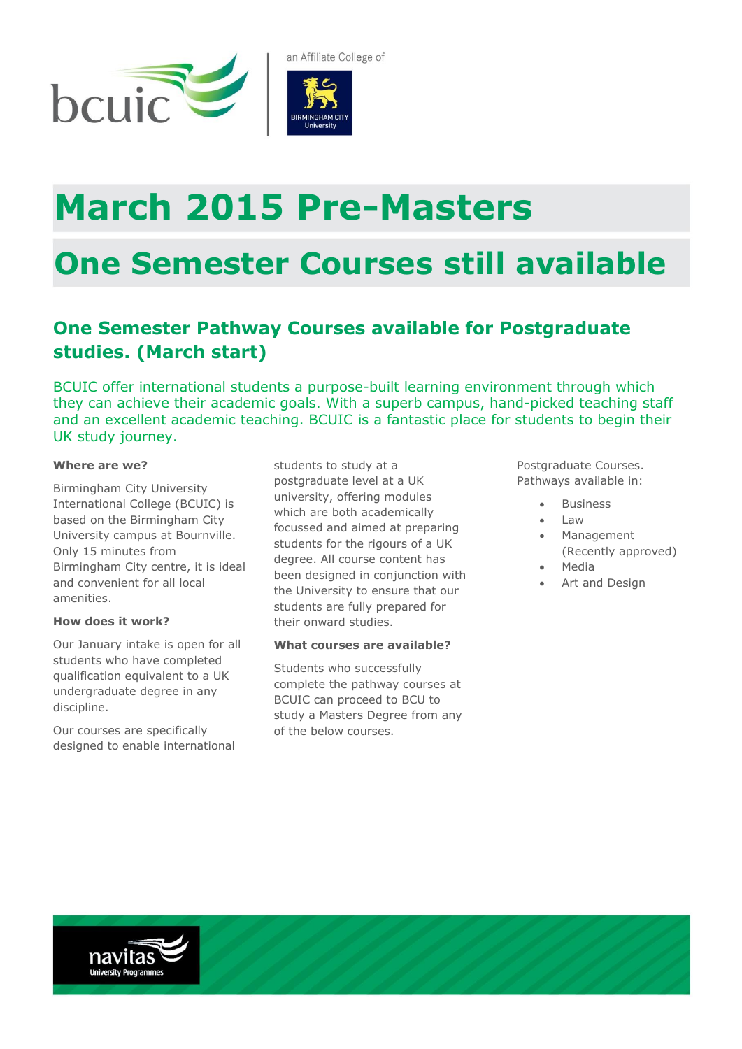an Affiliate College of

# March 2015 Pre-Masters

# One Semester Courses still available

## One Semester Pathway Courses available for Postgraduate studies. (March start)

BCUIC offer international students a purpose-built learning environment through which they can achieve their academic goals. With a superb campus, hand-picked teaching staff and an excellent academic teaching. BCUIC is a fantastic place for students to begin their UK study journey.

**Where are we?**

Birmingham City University International College (BCUIC) is based on the Birmingham City University campus at Bournville. Only 15 minutes from Birmingham City centre, it is ideal and convenient for all local amenities.

**How does it work?**

Our January intake is open for all students who have completed qualification equivalent to a UK undergraduate degree in any discipline.

Our courses are specifically designed to enable international students to study at a postgraduate level at a UK university, offering modules which are both academically focussed and aimed at preparing students for the rigours of a UK degree. All course content has been designed in conjunction with the University to ensure that our students are fully prepared for their onward studies.

**What courses are available?**

Students who successfully complete the pathway courses at BCUIC can proceed to BCU to study a Masters Degree from any of the below courses.

Postgraduate Courses.
Pathways available in:

- Business
- Law
- Management (Recently approved)
- Media
- Art and Design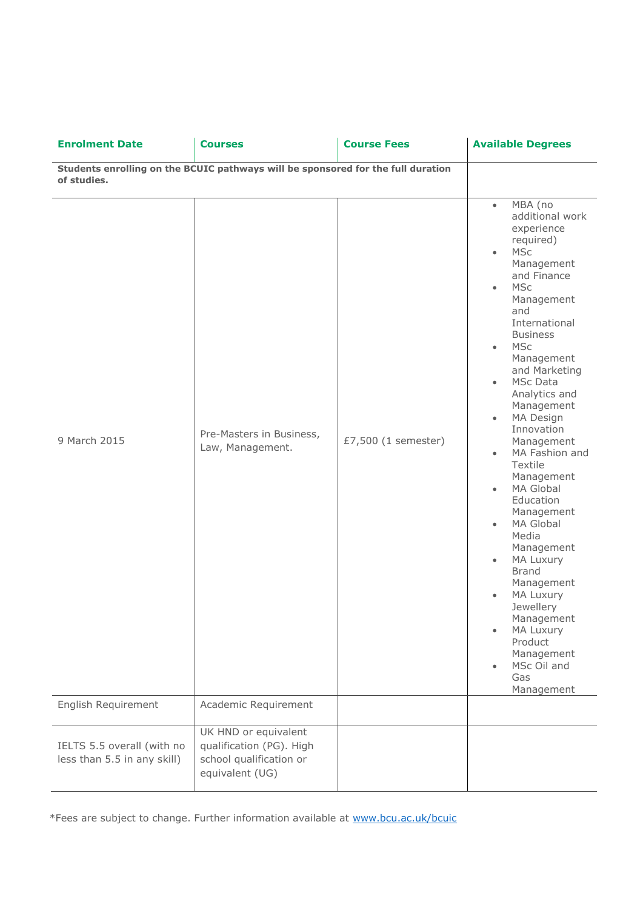| Enrolment Date | Courses | Course Fees | Available Degrees |
| --- | --- | --- | --- |
| **Students enrolling on the BCUIC pathways will be sponsored for the full duration of studies.** | | | |
| 9 March 2015 | Pre-Masters in Business, Law, Management. | £7,500 (1 semester) | • MBA (no additional work experience required)<br>• MSc Management and Finance<br>• MSc Management and International Business<br>• MSc Management and Marketing<br>• MSc Data Analytics and Management<br>• MA Design Innovation Management<br>• MA Fashion and Textile Management<br>• MA Global Education Management<br>• MA Global Media Management<br>• MA Luxury Brand Management<br>• MA Luxury Jewellery Management<br>• MA Luxury Product Management<br>• MSc Oil and Gas Management |
| English Requirement | Academic Requirement | | |
| IELTS 5.5 overall (with no less than 5.5 in any skill) | UK HND or equivalent qualification (PG). High school qualification or equivalent (UG) | | |

*Fees are subject to change. Further information available at www.bcu.ac.uk/bcuic